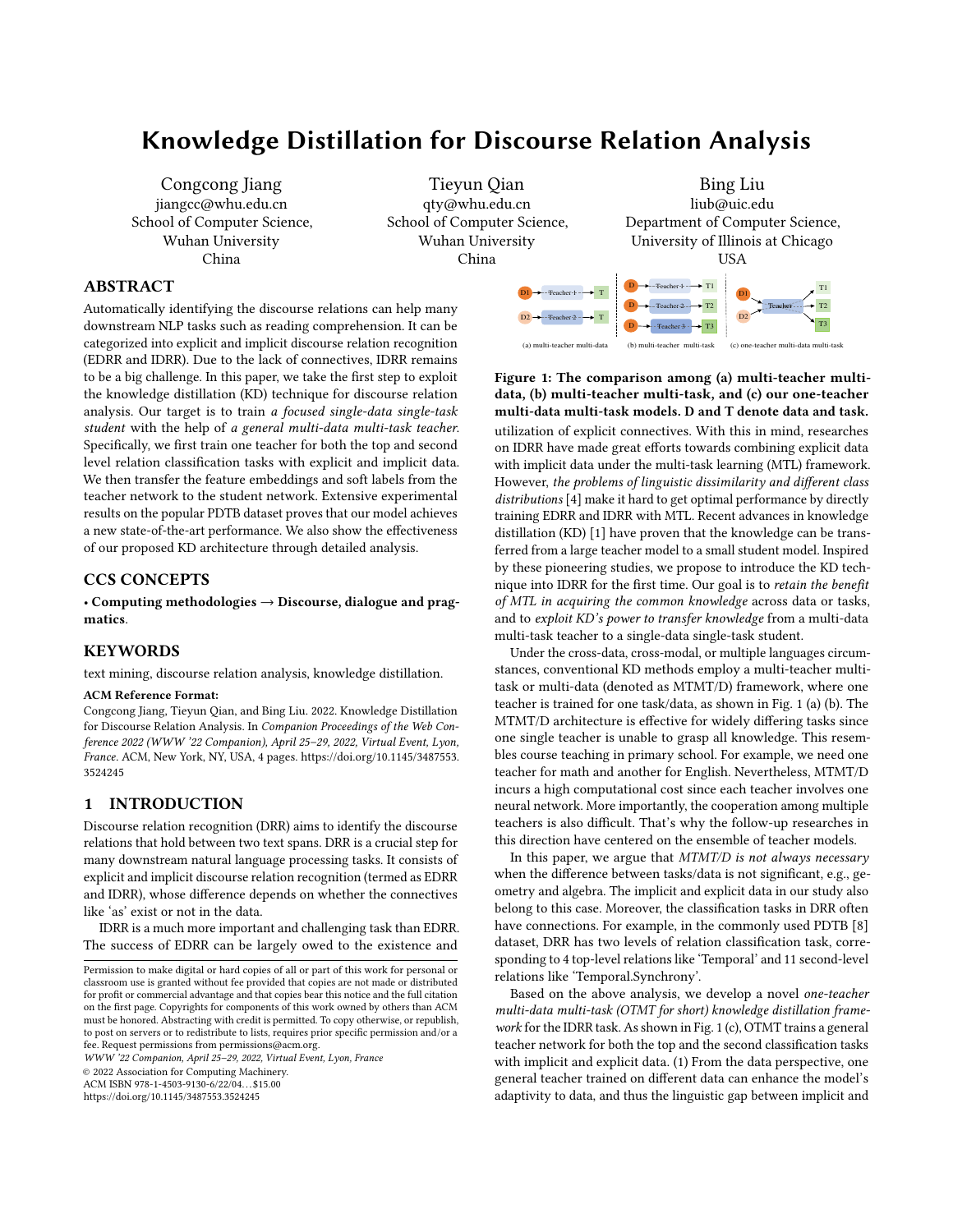# Knowledge Distillation for Discourse Relation Analysis

Congcong Jiang
jiangcc@whu.edu.cn
School of Computer Science,
Wuhan University
China

Tieyun Qian
qty@whu.edu.cn
School of Computer Science,
Wuhan University
China

Bing Liu
liub@uic.edu
Department of Computer Science,
University of Illinois at Chicago
USA

## ABSTRACT

Automatically identifying the discourse relations can help many downstream NLP tasks such as reading comprehension. It can be categorized into explicit and implicit discourse relation recognition (EDRR and IDRR). Due to the lack of connectives, IDRR remains to be a big challenge. In this paper, we take the first step to exploit the knowledge distillation (KD) technique for discourse relation analysis. Our target is to train *a focused single-data single-task student* with the help of *a general multi-data multi-task teacher*. Specifically, we first train one teacher for both the top and second level relation classification tasks with explicit and implicit data. We then transfer the feature embeddings and soft labels from the teacher network to the student network. Extensive experimental results on the popular PDTB dataset proves that our model achieves a new state-of-the-art performance. We also show the effectiveness of our proposed KD architecture through detailed analysis.

## CCS CONCEPTS

• **Computing methodologies → Discourse, dialogue and pragmatics**.

## KEYWORDS

text mining, discourse relation analysis, knowledge distillation.

**ACM Reference Format:**
Congcong Jiang, Tieyun Qian, and Bing Liu. 2022. Knowledge Distillation for Discourse Relation Analysis. In *Companion Proceedings of the Web Conference 2022 (WWW '22 Companion), April 25–29, 2022, Virtual Event, Lyon, France*. ACM, New York, NY, USA, 4 pages. https://doi.org/10.1145/3487553.3524245

## 1 INTRODUCTION

Discourse relation recognition (DRR) aims to identify the discourse relations that hold between two text spans. DRR is a crucial step for many downstream natural language processing tasks. It consists of explicit and implicit discourse relation recognition (termed as EDRR and IDRR), whose difference depends on whether the connectives like 'as' exist or not in the data.

IDRR is a much more important and challenging task than EDRR. The success of EDRR can be largely owed to the existence and utilization of explicit connectives. With this in mind, researches on IDRR have made great efforts towards combining explicit data with implicit data under the multi-task learning (MTL) framework. However, *the problems of linguistic dissimilarity and different class distributions* [4] make it hard to get optimal performance by directly training EDRR and IDRR with MTL. Recent advances in knowledge distillation (KD) [1] have proven that the knowledge can be transferred from a large teacher model to a small student model. Inspired by these pioneering studies, we propose to introduce the KD technique into IDRR for the first time. Our goal is to *retain the benefit of MTL in acquiring the common knowledge* across data or tasks, and to *exploit KD's power to transfer knowledge* from a multi-data multi-task teacher to a single-data single-task student.

Figure 1: The comparison among (a) multi-teacher multi-data, (b) multi-teacher multi-task, and (c) our one-teacher multi-data multi-task models. D and T denote data and task.

Under the cross-data, cross-modal, or multiple languages circumstances, conventional KD methods employ a multi-teacher multi-task or multi-data (denoted as MTMT/D) framework, where one teacher is trained for one task/data, as shown in Fig. 1 (a) (b). The MTMT/D architecture is effective for widely differing tasks since one single teacher is unable to grasp all knowledge. This resembles course teaching in primary school. For example, we need one teacher for math and another for English. Nevertheless, MTMT/D incurs a high computational cost since each teacher involves one neural network. More importantly, the cooperation among multiple teachers is also difficult. That's why the follow-up researches in this direction have centered on the ensemble of teacher models.

In this paper, we argue that *MTMT/D is not always necessary* when the difference between tasks/data is not significant, e.g., geometry and algebra. The implicit and explicit data in our study also belong to this case. Moreover, the classification tasks in DRR often have connections. For example, in the commonly used PDTB [8] dataset, DRR has two levels of relation classification task, corresponding to 4 top-level relations like 'Temporal' and 11 second-level relations like 'Temporal.Synchrony'.

Based on the above analysis, we develop a novel *one-teacher multi-data multi-task (OTMT for short) knowledge distillation framework* for the IDRR task. As shown in Fig. 1 (c), OTMT trains a general teacher network for both the top and the second classification tasks with implicit and explicit data. (1) From the data perspective, one general teacher trained on different data can enhance the model's adaptivity to data, and thus the linguistic gap between implicit and

Permission to make digital or hard copies of all or part of this work for personal or classroom use is granted without fee provided that copies are not made or distributed for profit or commercial advantage and that copies bear this notice and the full citation on the first page. Copyrights for components of this work owned by others than ACM must be honored. Abstracting with credit is permitted. To copy otherwise, or republish, to post on servers or to redistribute to lists, requires prior specific permission and/or a fee. Request permissions from permissions@acm.org.
*WWW '22 Companion, April 25–29, 2022, Virtual Event, Lyon, France*
© 2022 Association for Computing Machinery.
ACM ISBN 978-1-4503-9130-6/22/04…$15.00
https://doi.org/10.1145/3487553.3524245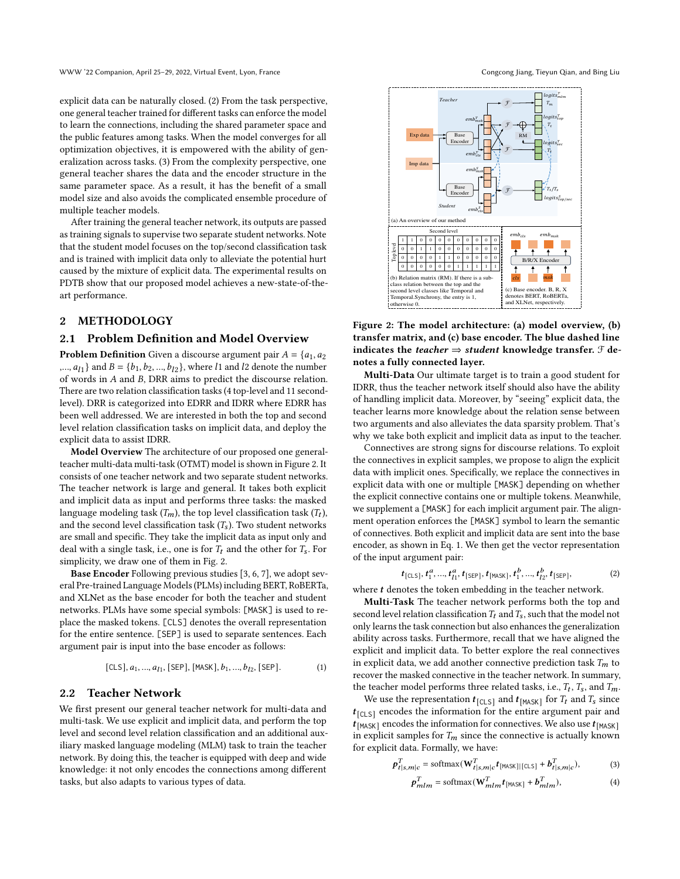explicit data can be naturally closed. (2) From the task perspective, one general teacher trained for different tasks can enforce the model to learn the connections, including the shared parameter space and the public features among tasks. When the model converges for all optimization objectives, it is empowered with the ability of generalization across tasks. (3) From the complexity perspective, one general teacher shares the data and the encoder structure in the same parameter space. As a result, it has the benefit of a small model size and also avoids the complicated ensemble procedure of multiple teacher models.

After training the general teacher network, its outputs are passed as training signals to supervise two separate student networks. Note that the student model focuses on the top/second classification task and is trained with implicit data only to alleviate the potential hurt caused by the mixture of explicit data. The experimental results on PDTB show that our proposed model achieves a new-state-of-the-art performance.

## 2 METHODOLOGY

### 2.1 Problem Definition and Model Overview

**Problem Definition** Given a discourse argument pair $A = \{a_1, a_2, ..., a_{l1}\}$ and $B = \{b_1, b_2, ..., b_{l2}\}$, where $l1$ and $l2$ denote the number of words in $A$ and $B$, DRR aims to predict the discourse relation. There are two relation classification tasks (4 top-level and 11 second-level). DRR is categorized into EDRR and IDRR where EDRR has been well addressed. We are interested in both the top and second level relation classification tasks on implicit data, and deploy the explicit data to assist IDRR.

**Model Overview** The architecture of our proposed one general-teacher multi-data multi-task (OTMT) model is shown in Figure 2. It consists of one teacher network and two separate student networks. The teacher network is large and general. It takes both explicit and implicit data as input and performs three tasks: the masked language modeling task ($T_m$), the top level classification task ($T_t$), and the second level classification task ($T_s$). Two student networks are small and specific. They take the implicit data as input only and deal with a single task, i.e., one is for $T_t$ and the other for $T_s$. For simplicity, we draw one of them in Fig. 2.

**Base Encoder** Following previous studies [3, 6, 7], we adopt several Pre-trained Language Models (PLMs) including BERT, RoBERTa, and XLNet as the base encoder for both the teacher and student networks. PLMs have some special symbols: [MASK] is used to replace the masked tokens. [CLS] denotes the overall representation for the entire sentence. [SEP] is used to separate sentences. Each argument pair is input into the base encoder as follows:

$$\texttt{[CLS]}, a_1, ..., a_{l1}, \texttt{[SEP]}, \texttt{[MASK]}, b_1, ..., b_{l2}, \texttt{[SEP]}. \tag{1}$$

### 2.2 Teacher Network

We first present our general teacher network for multi-data and multi-task. We use explicit and implicit data, and perform the top level and second level relation classification and an additional auxiliary masked language modeling (MLM) task to train the teacher network. By doing this, the teacher is equipped with deep and wide knowledge: it not only encodes the connections among different tasks, but also adapts to various types of data.

Figure 2: The model architecture: (a) model overview, (b) transfer matrix, and (c) base encoder. The blue dashed line indicates the *teacher* ⇒ *student* knowledge transfer. $\mathcal{F}$ denotes a fully connected layer.

**Multi-Data** Our ultimate target is to train a good student for IDRR, thus the teacher network itself should also have the ability of handling implicit data. Moreover, by "seeing" explicit data, the teacher learns more knowledge about the relation sense between two arguments and also alleviates the data sparsity problem. That's why we take both explicit and implicit data as input to the teacher.

Connectives are strong signs for discourse relations. To exploit the connectives in explicit samples, we propose to align the explicit data with implicit ones. Specifically, we replace the connectives in explicit data with one or multiple [MASK] depending on whether the explicit connective contains one or multiple tokens. Meanwhile, we supplement a [MASK] for each implicit argument pair. The alignment operation enforces the [MASK] symbol to learn the semantic of connectives. Both explicit and implicit data are sent into the base encoder, as shown in Eq. 1. We then get the vector representation of the input argument pair:

$$\boldsymbol{t}_{\texttt{[CLS]}}, \boldsymbol{t}^a_1, ..., \boldsymbol{t}^a_{l1}, \boldsymbol{t}_{\texttt{[SEP]}}, \boldsymbol{t}_{\texttt{[MASK]}}, \boldsymbol{t}^b_1, ..., \boldsymbol{t}^b_{l2}, \boldsymbol{t}_{\texttt{[SEP]}}, \tag{2}$$

where $\boldsymbol{t}$ denotes the token embedding in the teacher network.

**Multi-Task** The teacher network performs both the top and second level relation classification $T_t$ and $T_s$, such that the model not only learns the task connection but also enhances the generalization ability across tasks. Furthermore, recall that we have aligned the explicit and implicit data. To better explore the real connectives in explicit data, we add another connective prediction task $T_m$ to recover the masked connective in the teacher network. In summary, the teacher model performs three related tasks, i.e., $T_t$, $T_s$, and $T_m$.

We use the representation $\boldsymbol{t}_{\texttt{[CLS]}}$ and $\boldsymbol{t}_{\texttt{[MASK]}}$ for $T_t$ and $T_s$ since $\boldsymbol{t}_{\texttt{[CLS]}}$ encodes the information for the entire argument pair and $\boldsymbol{t}_{\texttt{[MASK]}}$ encodes the information for connectives. We also use $\boldsymbol{t}_{\texttt{[MASK]}}$ in explicit samples for $T_m$ since the connective is actually known for explicit data. Formally, we have:

$$\boldsymbol{p}^T_{t|s,m|c} = \text{softmax}(\mathbf{W}^T_{t|s,m|c}\boldsymbol{t}_{\texttt{[MASK]}||\texttt{[CLS]}} + \boldsymbol{b}^T_{t|s,m|c}), \tag{3}$$

$$\boldsymbol{p}^T_{mlm} = \text{softmax}(\mathbf{W}^T_{mlm}\boldsymbol{t}_{\texttt{[MASK]}} + \boldsymbol{b}^T_{mlm}), \tag{4}$$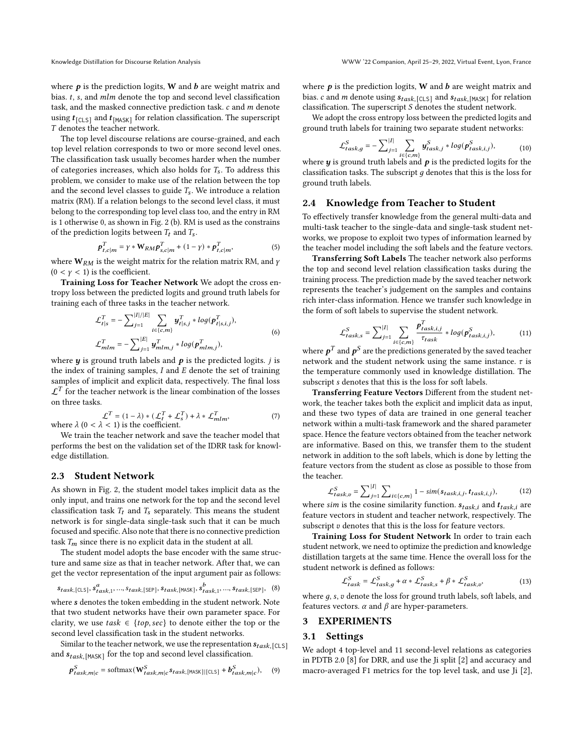where $\boldsymbol{p}$ is the prediction logits, $\mathbf{W}$ and $\boldsymbol{b}$ are weight matrix and bias. $t$, $s$, and $mlm$ denote the top and second level classification task, and the masked connective prediction task. $c$ and $m$ denote using $\boldsymbol{t}_{[\text{CLS}]}$ and $\boldsymbol{t}_{[\text{MASK}]}$ for relation classification. The superscript $T$ denotes the teacher network.

The top level discourse relations are course-grained, and each top level relation corresponds to two or more second level ones. The classification task usually becomes harder when the number of categories increases, which also holds for $T_s$. To address this problem, we consider to make use of the relation between the top and the second level classes to guide $T_s$. We introduce a relation matrix (RM). If a relation belongs to the second level class, it must belong to the corresponding top level class too, and the entry in RM is 1 otherwise 0, as shown in Fig. 2 (b). RM is used as the constrains of the prediction logits between $T_t$ and $T_s$.

$$\boldsymbol{p}^T_{t,c|m} = \gamma * \mathbf{W}_{RM}\boldsymbol{p}^T_{s,c|m} + (1-\gamma) * \boldsymbol{p}^T_{t,c|m}, \tag{5}$$

where $\mathbf{W}_{RM}$ is the weight matrix for the relation matrix RM, and $\gamma$ $(0 < \gamma < 1)$ is the coefficient.

**Training Loss for Teacher Network** We adopt the cross entropy loss between the predicted logits and ground truth labels for training each of three tasks in the teacher network.

$$\begin{aligned}
\mathcal{L}^T_{t|s} &= -\sum\nolimits_{j=1}^{|I|/|E|} \sum_{i \in \{c,m\}} \boldsymbol{y}^T_{t|s,j} * log(\boldsymbol{p}^T_{t|s,i,j}), \\
\mathcal{L}^T_{mlm} &= -\sum\nolimits_{j=1}^{|E|} \boldsymbol{y}^T_{mlm,j} * log(\boldsymbol{p}^T_{mlm,j}),
\end{aligned} \tag{6}$$

where $\boldsymbol{y}$ is ground truth labels and $\boldsymbol{p}$ is the predicted logits. $j$ is the index of training samples, $I$ and $E$ denote the set of training samples of implicit and explicit data, respectively. The final loss $\mathcal{L}^T$ for the teacher network is the linear combination of the losses on three tasks.

$$\mathcal{L}^T = (1-\lambda) * (\mathcal{L}^T_t + \mathcal{L}^T_s) + \lambda * \mathcal{L}^T_{mlm}, \tag{7}$$

where $\lambda$ $(0 < \lambda < 1)$ is the coefficient.

We train the teacher network and save the teacher model that performs the best on the validation set of the IDRR task for knowledge distillation.

## 2.3 Student Network

As shown in Fig. 2, the student model takes implicit data as the only input, and trains one network for the top and the second level classification task $T_t$ and $T_s$ separately. This means the student network is for single-data single-task such that it can be much focused and specific. Also note that there is no connective prediction task $T_m$ since there is no explicit data in the student at all.

The student model adopts the base encoder with the same structure and same size as that in teacher network. After that, we can get the vector representation of the input argument pair as follows:

$$\boldsymbol{s}_{task,[\text{CLS}]}, \boldsymbol{s}^a_{task,1}, ..., \boldsymbol{s}_{task,[\text{SEP}]}, \boldsymbol{s}_{task,[\text{MASK}]}, \boldsymbol{s}^b_{task,1}, ..., \boldsymbol{s}_{task,[\text{SEP}]}, \tag{8}$$

where $\boldsymbol{s}$ denotes the token embedding in the student network. Note that two student networks have their own parameter space. For clarity, we use $task \in \{top, sec\}$ to denote either the top or the second level classification task in the student networks.

Similar to the teacher network, we use the representation $\boldsymbol{s}_{task,[\text{CLS}]}$ and $\boldsymbol{s}_{task,[\text{MASK}]}$ for the top and second level classification.

$$\boldsymbol{p}^S_{task,m|c} = \text{softmax}(\mathbf{W}^S_{task,m|c}\boldsymbol{s}_{task,[\text{MASK}]|[\text{CLS}]} + \boldsymbol{b}^S_{task,m|c}), \tag{9}$$

where $\boldsymbol{p}$ is the prediction logits, $\mathbf{W}$ and $\boldsymbol{b}$ are weight matrix and bias. $c$ and $m$ denote using $\boldsymbol{s}_{task,[\text{CLS}]}$ and $\boldsymbol{s}_{task,[\text{MASK}]}$ for relation classification. The superscript $S$ denotes the student network.

We adopt the cross entropy loss between the predicted logits and ground truth labels for training two separate student networks:

$$\mathcal{L}^S_{task,g} = -\sum\nolimits_{j=1}^{|I|} \sum_{i \in \{c,m\}} \boldsymbol{y}^S_{task,j} * log(\boldsymbol{p}^S_{task,i,j}), \tag{10}$$

where $\boldsymbol{y}$ is ground truth labels and $\boldsymbol{p}$ is the predicted logits for the classification tasks. The subscript $g$ denotes that this is the loss for ground truth labels.

## 2.4 Knowledge from Teacher to Student

To effectively transfer knowledge from the general multi-data and multi-task teacher to the single-data and single-task student networks, we propose to exploit two types of information learned by the teacher model including the soft labels and the feature vectors.

**Transferring Soft Labels** The teacher network also performs the top and second level relation classification tasks during the training process. The prediction made by the saved teacher network represents the teacher's judgement on the samples and contains rich inter-class information. Hence we transfer such knowledge in the form of soft labels to supervise the student network.

$$\mathcal{L}^S_{task,s} = \sum\nolimits_{j=1}^{|I|} \sum_{i \in \{c,m\}} \frac{\boldsymbol{p}^T_{task,i,j}}{\tau_{task}} * log(\boldsymbol{p}^S_{task,i,j}), \tag{11}$$

where $\boldsymbol{p}^T$ and $\boldsymbol{p}^S$ are the predictions generated by the saved teacher network and the student network using the same instance. $\tau$ is the temperature commonly used in knowledge distillation. The subscript $s$ denotes that this is the loss for soft labels.

**Transferring Feature Vectors** Different from the student network, the teacher takes both the explicit and implicit data as input, and these two types of data are trained in one general teacher network within a multi-task framework and the shared parameter space. Hence the feature vectors obtained from the teacher network are informative. Based on this, we transfer them to the student network in addition to the soft labels, which is done by letting the feature vectors from the student as close as possible to those from the teacher.

$$\mathcal{L}^S_{task,v} = \sum\nolimits_{j=1}^{|I|} \sum\nolimits_{i \in \{c,m\}} 1 - sim(\boldsymbol{s}_{task,i,j}, \boldsymbol{t}_{task,i,j}), \tag{12}$$

where $sim$ is the cosine similarity function. $\boldsymbol{s}_{task,i}$ and $\boldsymbol{t}_{task,i}$ are feature vectors in student and teacher network, respectively. The subscript $v$ denotes that this is the loss for feature vectors.

**Training Loss for Student Network** In order to train each student network, we need to optimize the prediction and knowledge distillation targets at the same time. Hence the overall loss for the student network is defined as follows:

$$\mathcal{L}^S_{task} = \mathcal{L}^S_{task,g} + \alpha * \mathcal{L}^S_{task,s} + \beta * \mathcal{L}^S_{task,v}, \tag{13}$$

where $g$, $s$, $v$ denote the loss for ground truth labels, soft labels, and features vectors. $\alpha$ and $\beta$ are hyper-parameters.

# 3 EXPERIMENTS

## 3.1 Settings

We adopt 4 top-level and 11 second-level relations as categories in PDTB 2.0 [8] for DRR, and use the Ji split [2] and accuracy and macro-averaged F1 metrics for the top level task, and use Ji [2],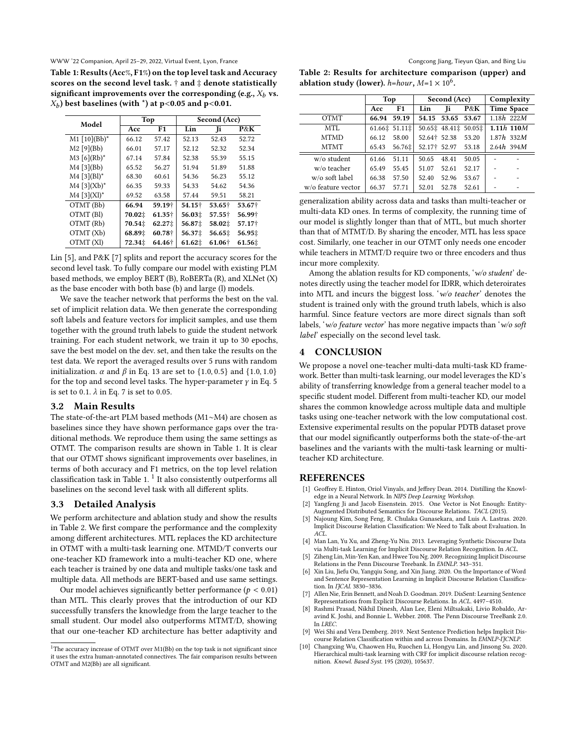Table 1: Results (Acc%, F1%) on the top level task and Accuracy scores on the second level task. † and ‡ denote statistically significant improvements over the corresponding (e.g., $X_b$ vs. $X_b$) best baselines (with *) at p<0.05 and p<0.01.

| Model | Top | | Second (Acc) | | |
|---|---|---|---|---|---|
| | Acc | F1 | Lin | Ji | P&K |
| M1 [10](Bb)* | 66.12 | 57.42 | 52.13 | 52.43 | 52.72 |
| M2 [9](Bb) | 66.01 | 57.17 | 52.12 | 52.32 | 52.34 |
| M3 [6](Rb)* | 67.14 | 57.84 | 52.38 | 55.39 | 55.15 |
| M4 [3](Bb) | 65.52 | 56.27 | 51.94 | 51.89 | 51.88 |
| M4 [3](Bl)* | 68.30 | 60.61 | 54.36 | 56.23 | 55.12 |
| M4 [3](Xb)* | 66.35 | 59.33 | 54.33 | 54.62 | 54.36 |
| M4 [3](Xl)* | 69.52 | 63.58 | 57.44 | 59.51 | 58.21 |
| OTMT (Bb) | **66.94** | **59.19**† | **54.15**† | **53.65**† | **53.67**† |
| OTMT (Bl) | **70.02**‡ | **61.35**† | **56.03**‡ | **57.55**† | **56.99**† |
| OTMT (Rb) | **70.54**‡ | **62.27**‡ | **56.87**‡ | **58.02**‡ | **57.17**† |
| OTMT (Xb) | **68.89**‡ | **60.78**† | **56.37**‡ | **56.65**‡ | **56.95**‡ |
| OTMT (Xl) | **72.34**‡ | **64.46**† | **61.62**‡ | **61.06**† | **61.56**‡ |

Lin [5], and P&K [7] splits and report the accuracy scores for the second level task. To fully compare our model with existing PLM based methods, we employ BERT (B), RoBERTa (R), and XLNet (X) as the base encoder with both base (b) and large (l) models.

We save the teacher network that performs the best on the val. set of implicit relation data. We then generate the corresponding soft labels and feature vectors for implicit samples, and use them together with the ground truth labels to guide the student network training. For each student network, we train it up to 30 epochs, save the best model on the dev. set, and then take the results on the test data. We report the averaged results over 5 runs with random initialization. $\alpha$ and $\beta$ in Eq. 13 are set to $\{1.0, 0.5\}$ and $\{1.0, 1.0\}$ for the top and second level tasks. The hyper-parameter $\gamma$ in Eq. 5 is set to 0.1. $\lambda$ in Eq. 7 is set to 0.05.

### 3.2 Main Results

The state-of-the-art PLM based methods (M1~M4) are chosen as baselines since they have shown performance gaps over the traditional methods. We reproduce them using the same settings as OTMT. The comparison results are shown in Table 1. It is clear that our OTMT shows significant improvements over baselines, in terms of both accuracy and F1 metrics, on the top level relation classification task in Table 1. [1] It also consistently outperforms all baselines on the second level task with all different splits.

### 3.3 Detailed Analysis

We perform architecture and ablation study and show the results in Table 2. We first compare the performance and the complexity among different architectures. MTL replaces the KD architecture in OTMT with a multi-task learning one. MTMD/T converts our one-teacher KD framework into a multi-teacher KD one, where each teacher is trained by one data and multiple tasks/one task and multiple data. All methods are BERT-based and use same settings.

Our model achieves significantly better performance ($p < 0.01$) than MTL. This clearly proves that the introduction of our KD successfully transfers the knowledge from the large teacher to the small student. Our model also outperforms MTMT/D, showing that our one-teacher KD architecture has better adaptivity and generalization ability across data and tasks than multi-teacher or multi-data KD ones. In terms of complexity, the running time of our model is slightly longer than that of MTL, but much shorter than that of MTMT/D. By sharing the encoder, MTL has less space cost. Similarly, one teacher in our OTMT only needs one encoder while teachers in MTMT/D require two or three encoders and thus incur more complexity.

[1] The accuracy increase of OTMT over M1(Bb) on the top task is not significant since it uses the extra human-annotated connectives. The fair comparison results between OTMT and M2(Bb) are all significant.

Table 2: Results for architecture comparison (upper) and ablation study (lower). $h$=*hour*, $M$=$1 \times 10^6$.

| | Top | | Second (Acc) | | | Complexity | |
|---|---|---|---|---|---|---|---|
| | Acc | F1 | Lin | Ji | P&K | Time | Space |
| OTMT | **66.94** | **59.19** | **54.15** | **53.65** | **53.67** | $1.18h$ | $222M$ |
| MTL | 61.66‡ | 51.11‡ | 50.65‡ | 48.41‡ | 50.05‡ | **$1.11h$** | **$110M$** |
| MTMD | 66.12 | 58.00 | 52.64† | 52.38 | 53.20 | $1.87h$ | $332M$ |
| MTMT | 65.43 | 56.76‡ | 52.17† | 52.97 | 53.18 | $2.64h$ | $394M$ |
| w/o student | 61.66 | 51.11 | 50.65 | 48.41 | 50.05 | - | - |
| w/o teacher | 65.49 | 55.45 | 51.07 | 52.61 | 52.17 | - | - |
| w/o soft label | 66.38 | 57.50 | 52.40 | 52.96 | 53.67 | - | - |
| w/o feature vector | 66.37 | 57.71 | 52.01 | 52.78 | 52.61 | - | - |

Among the ablation results for KD components, '*w/o student*' denotes directly using the teacher model for IDRR, which deteriorates into MTL and incurs the biggest loss. '*w/o teacher*' denotes the student is trained only with the ground truth labels, which is also harmful. Since feature vectors are more direct signals than soft labels, '*w/o feature vector*' has more negative impacts than '*w/o soft label*' especially on the second level task.

## 4 CONCLUSION

We propose a novel one-teacher multi-data multi-task KD framework. Better than multi-task learning, our model leverages the KD's ability of transferring knowledge from a general teacher model to a specific student model. Different from multi-teacher KD, our model shares the common knowledge across multiple data and multiple tasks using one-teacher network with the low computational cost. Extensive experimental results on the popular PDTB dataset prove that our model significantly outperforms both the state-of-the-art baselines and the variants with the multi-task learning or multi-teacher KD architecture.

## REFERENCES

[1] Geoffrey E. Hinton, Oriol Vinyals, and Jeffrey Dean. 2014. Distilling the Knowledge in a Neural Network. In *NIPS Deep Learning Workshop*.

[2] Yangfeng Ji and Jacob Eisenstein. 2015. One Vector is Not Enough: Entity-Augmented Distributed Semantics for Discourse Relations. *TACL* (2015).

[3] Najoung Kim, Song Feng, R. Chulaka Gunasekara, and Luis A. Lastras. 2020. Implicit Discourse Relation Classification: We Need to Talk about Evaluation. In *ACL*.

[4] Man Lan, Yu Xu, and Zheng-Yu Niu. 2013. Leveraging Synthetic Discourse Data via Multi-task Learning for Implicit Discourse Relation Recognition. In *ACL*.

[5] Ziheng Lin, Min-Yen Kan, and Hwee Tou Ng. 2009. Recognizing Implicit Discourse Relations in the Penn Discourse Treebank. In *EMNLP*. 343–351.

[6] Xin Liu, Jiefu Ou, Yangqiu Song, and Xin Jiang. 2020. On the Importance of Word and Sentence Representation Learning in Implicit Discourse Relation Classification. In *IJCAI*. 3830–3836.

[7] Allen Nie, Erin Bennett, and Noah D. Goodman. 2019. DisSent: Learning Sentence Representations from Explicit Discourse Relations. In *ACL*. 4497–4510.

[8] Rashmi Prasad, Nikhil Dinesh, Alan Lee, Eleni Miltsakaki, Livio Robaldo, Aravind K. Joshi, and Bonnie L. Webber. 2008. The Penn Discourse TreeBank 2.0. In *LREC*.

[9] Wei Shi and Vera Demberg. 2019. Next Sentence Prediction helps Implicit Discourse Relation Classification within and across Domains. In *EMNLP-IJCNLP*.

[10] Changxing Wu, Chaowen Hu, Ruochen Li, Hongyu Lin, and Jinsong Su. 2020. Hierarchical multi-task learning with CRF for implicit discourse relation recognition. *Knowl. Based Syst.* 195 (2020), 105637.